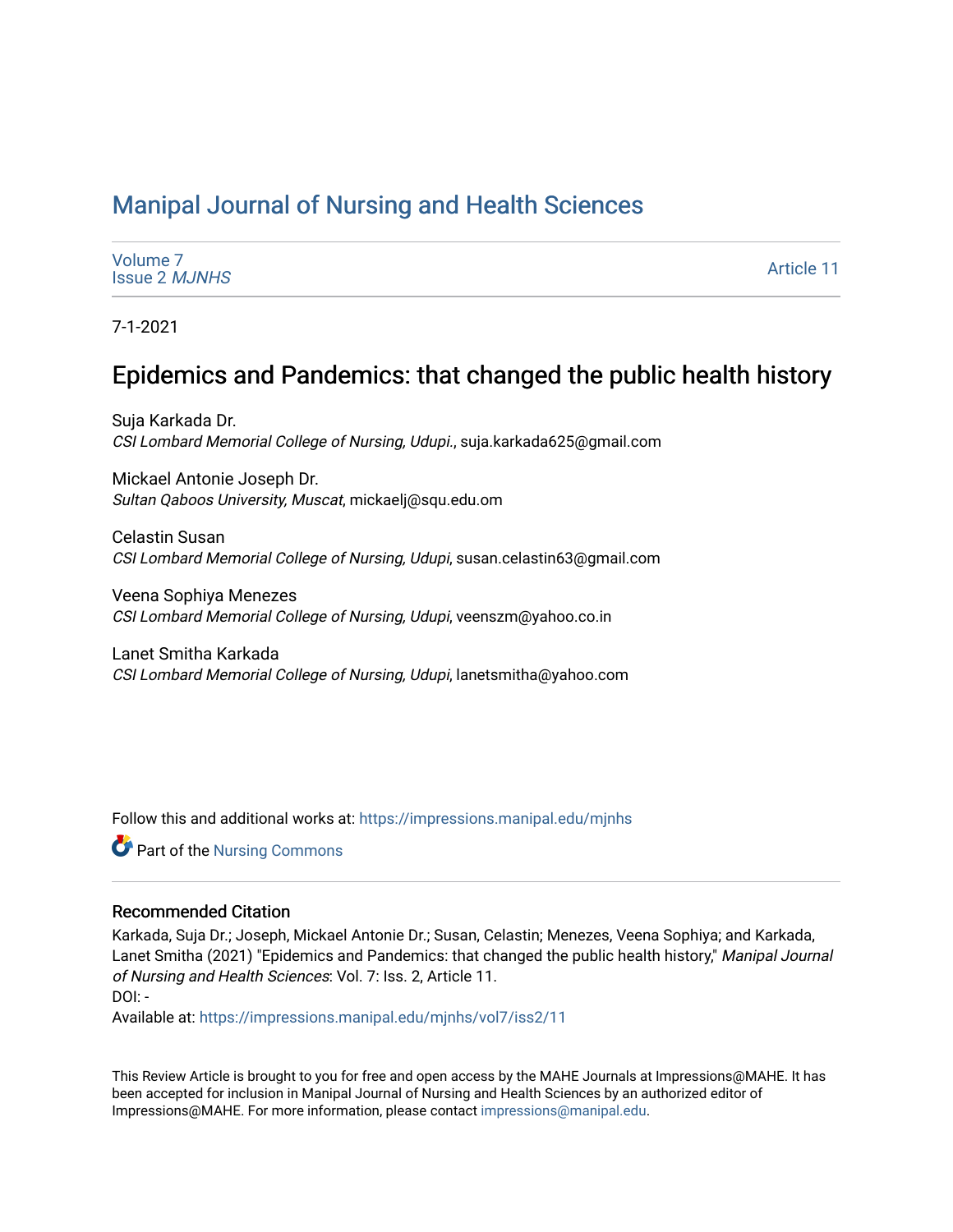# Manipal Journal of Nursing and Health Sciences

Volume 7
Issue 2 *MJNHS*

Article 11

7-1-2021

## Epidemics and Pandemics: that changed the public health history

Suja Karkada Dr.
*CSI Lombard Memorial College of Nursing, Udupi.*, suja.karkada625@gmail.com

Mickael Antonie Joseph Dr.
*Sultan Qaboos University, Muscat*, mickaelj@squ.edu.om

Celastin Susan
*CSI Lombard Memorial College of Nursing, Udupi*, susan.celastin63@gmail.com

Veena Sophiya Menezes
*CSI Lombard Memorial College of Nursing, Udupi*, veenszm@yahoo.co.in

Lanet Smitha Karkada
*CSI Lombard Memorial College of Nursing, Udupi*, lanetsmitha@yahoo.com

Follow this and additional works at: https://impressions.manipal.edu/mjnhs

Part of the Nursing Commons

### Recommended Citation

Karkada, Suja Dr.; Joseph, Mickael Antonie Dr.; Susan, Celastin; Menezes, Veena Sophiya; and Karkada, Lanet Smitha (2021) "Epidemics and Pandemics: that changed the public health history," *Manipal Journal of Nursing and Health Sciences*: Vol. 7: Iss. 2, Article 11.
DOI: -
Available at: https://impressions.manipal.edu/mjnhs/vol7/iss2/11

This Review Article is brought to you for free and open access by the MAHE Journals at Impressions@MAHE. It has been accepted for inclusion in Manipal Journal of Nursing and Health Sciences by an authorized editor of Impressions@MAHE. For more information, please contact impressions@manipal.edu.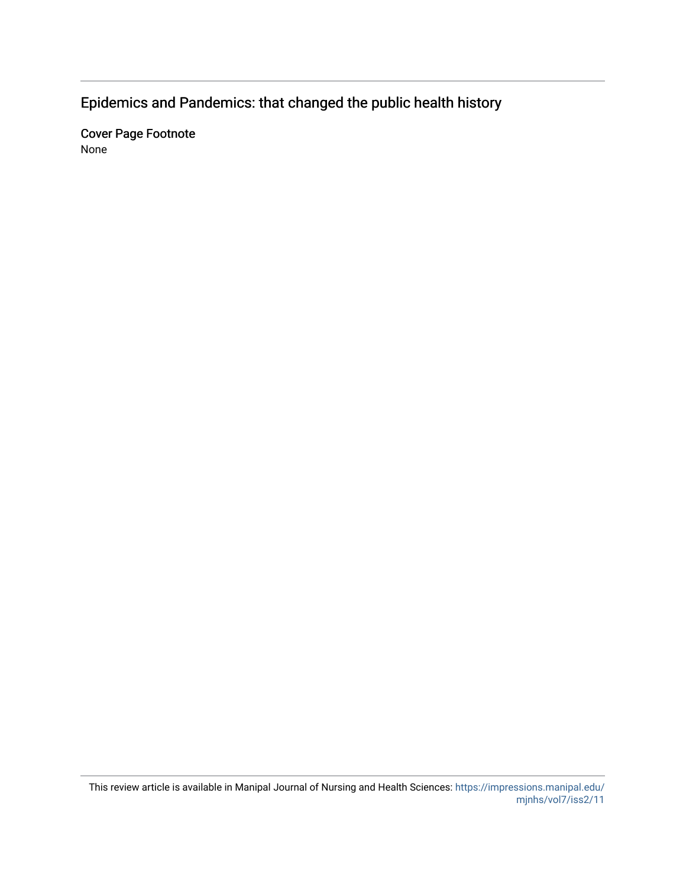# Epidemics and Pandemics: that changed the public health history

## Cover Page Footnote

None

This review article is available in Manipal Journal of Nursing and Health Sciences: https://impressions.manipal.edu/mjnhs/vol7/iss2/11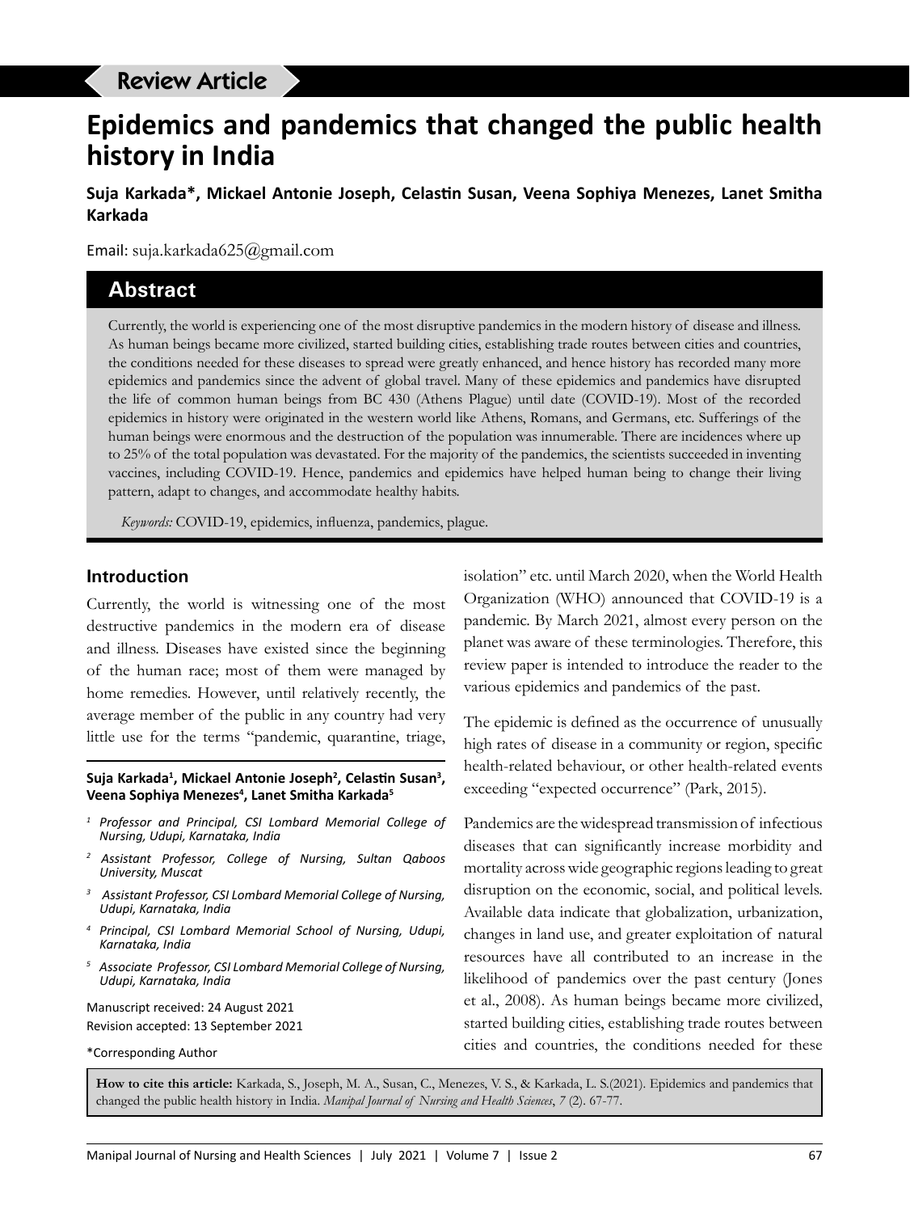Review Article

# Epidemics and pandemics that changed the public health history in India

**Suja Karkada*, Mickael Antonie Joseph, Celastin Susan, Veena Sophiya Menezes, Lanet Smitha Karkada**

Email: suja.karkada625@gmail.com

## Abstract

Currently, the world is experiencing one of the most disruptive pandemics in the modern history of disease and illness. As human beings became more civilized, started building cities, establishing trade routes between cities and countries, the conditions needed for these diseases to spread were greatly enhanced, and hence history has recorded many more epidemics and pandemics since the advent of global travel. Many of these epidemics and pandemics have disrupted the life of common human beings from BC 430 (Athens Plague) until date (COVID-19). Most of the recorded epidemics in history were originated in the western world like Athens, Romans, and Germans, etc. Sufferings of the human beings were enormous and the destruction of the population was innumerable. There are incidences where up to 25% of the total population was devastated. For the majority of the pandemics, the scientists succeeded in inventing vaccines, including COVID-19. Hence, pandemics and epidemics have helped human being to change their living pattern, adapt to changes, and accommodate healthy habits.

*Keywords:* COVID-19, epidemics, influenza, pandemics, plague.

## Introduction

Currently, the world is witnessing one of the most destructive pandemics in the modern era of disease and illness. Diseases have existed since the beginning of the human race; most of them were managed by home remedies. However, until relatively recently, the average member of the public in any country had very little use for the terms "pandemic, quarantine, triage, isolation" etc. until March 2020, when the World Health Organization (WHO) announced that COVID-19 is a pandemic. By March 2021, almost every person on the planet was aware of these terminologies. Therefore, this review paper is intended to introduce the reader to the various epidemics and pandemics of the past.

The epidemic is defined as the occurrence of unusually high rates of disease in a community or region, specific health-related behaviour, or other health-related events exceeding "expected occurrence" (Park, 2015).

Pandemics are the widespread transmission of infectious diseases that can significantly increase morbidity and mortality across wide geographic regions leading to great disruption on the economic, social, and political levels. Available data indicate that globalization, urbanization, changes in land use, and greater exploitation of natural resources have all contributed to an increase in the likelihood of pandemics over the past century (Jones et al., 2008). As human beings became more civilized, started building cities, establishing trade routes between cities and countries, the conditions needed for these

---

**Suja Karkada[1], Mickael Antonie Joseph[2], Celastin Susan[3], Veena Sophiya Menezes[4], Lanet Smitha Karkada[5]**

[1] *Professor and Principal, CSI Lombard Memorial College of Nursing, Udupi, Karnataka, India*

[2] *Assistant Professor, College of Nursing, Sultan Qaboos University, Muscat*

[3] *Assistant Professor, CSI Lombard Memorial College of Nursing, Udupi, Karnataka, India*

[4] *Principal, CSI Lombard Memorial School of Nursing, Udupi, Karnataka, India*

[5] *Associate Professor, CSI Lombard Memorial College of Nursing, Udupi, Karnataka, India*

Manuscript received: 24 August 2021
Revision accepted: 13 September 2021

*Corresponding Author

**How to cite this article:** Karkada, S., Joseph, M. A., Susan, C., Menezes, V. S., & Karkada, L. S.(2021). Epidemics and pandemics that changed the public health history in India. *Manipal Journal of Nursing and Health Sciences*, *7* (2). 67-77.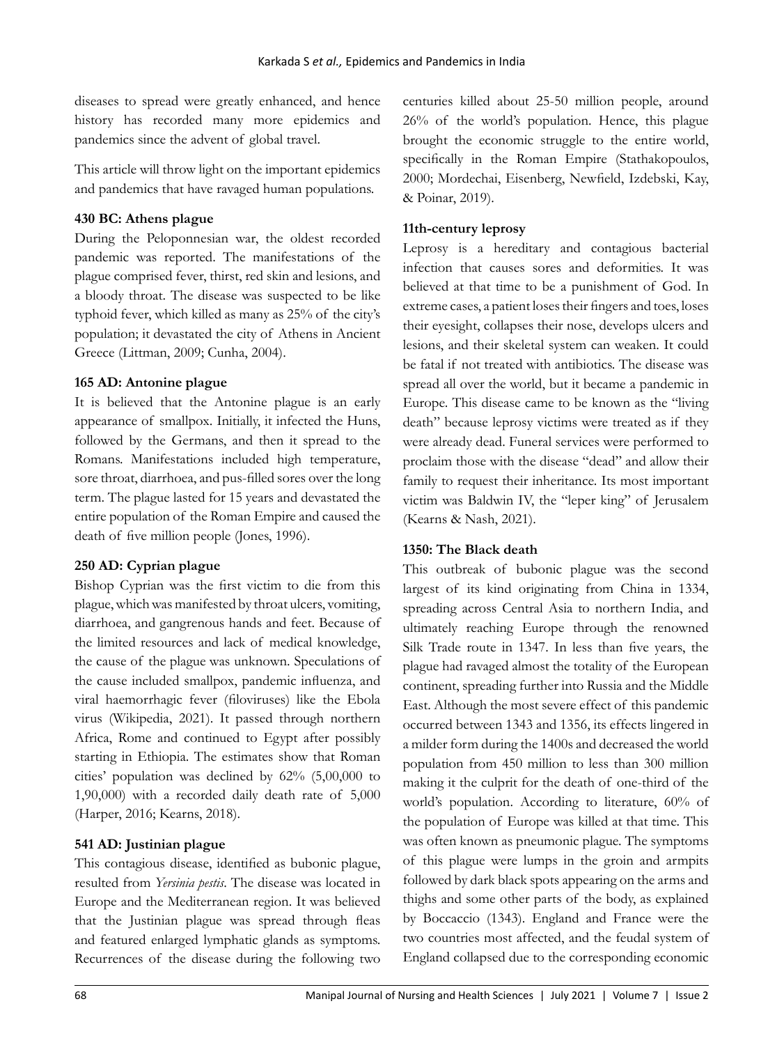diseases to spread were greatly enhanced, and hence history has recorded many more epidemics and pandemics since the advent of global travel.

This article will throw light on the important epidemics and pandemics that have ravaged human populations.

### 430 BC: Athens plague

During the Peloponnesian war, the oldest recorded pandemic was reported. The manifestations of the plague comprised fever, thirst, red skin and lesions, and a bloody throat. The disease was suspected to be like typhoid fever, which killed as many as 25% of the city's population; it devastated the city of Athens in Ancient Greece (Littman, 2009; Cunha, 2004).

### 165 AD: Antonine plague

It is believed that the Antonine plague is an early appearance of smallpox. Initially, it infected the Huns, followed by the Germans, and then it spread to the Romans. Manifestations included high temperature, sore throat, diarrhoea, and pus-filled sores over the long term. The plague lasted for 15 years and devastated the entire population of the Roman Empire and caused the death of five million people (Jones, 1996).

### 250 AD: Cyprian plague

Bishop Cyprian was the first victim to die from this plague, which was manifested by throat ulcers, vomiting, diarrhoea, and gangrenous hands and feet. Because of the limited resources and lack of medical knowledge, the cause of the plague was unknown. Speculations of the cause included smallpox, pandemic influenza, and viral haemorrhagic fever (filoviruses) like the Ebola virus (Wikipedia, 2021). It passed through northern Africa, Rome and continued to Egypt after possibly starting in Ethiopia. The estimates show that Roman cities' population was declined by 62% (5,00,000 to 1,90,000) with a recorded daily death rate of 5,000 (Harper, 2016; Kearns, 2018).

### 541 AD: Justinian plague

This contagious disease, identified as bubonic plague, resulted from *Yersinia pestis*. The disease was located in Europe and the Mediterranean region. It was believed that the Justinian plague was spread through fleas and featured enlarged lymphatic glands as symptoms. Recurrences of the disease during the following two centuries killed about 25-50 million people, around 26% of the world's population. Hence, this plague brought the economic struggle to the entire world, specifically in the Roman Empire (Stathakopoulos, 2000; Mordechai, Eisenberg, Newfield, Izdebski, Kay, & Poinar, 2019).

### 11th-century leprosy

Leprosy is a hereditary and contagious bacterial infection that causes sores and deformities. It was believed at that time to be a punishment of God. In extreme cases, a patient loses their fingers and toes, loses their eyesight, collapses their nose, develops ulcers and lesions, and their skeletal system can weaken. It could be fatal if not treated with antibiotics. The disease was spread all over the world, but it became a pandemic in Europe. This disease came to be known as the "living death" because leprosy victims were treated as if they were already dead. Funeral services were performed to proclaim those with the disease "dead" and allow their family to request their inheritance. Its most important victim was Baldwin IV, the "leper king" of Jerusalem (Kearns & Nash, 2021).

### 1350: The Black death

This outbreak of bubonic plague was the second largest of its kind originating from China in 1334, spreading across Central Asia to northern India, and ultimately reaching Europe through the renowned Silk Trade route in 1347. In less than five years, the plague had ravaged almost the totality of the European continent, spreading further into Russia and the Middle East. Although the most severe effect of this pandemic occurred between 1343 and 1356, its effects lingered in a milder form during the 1400s and decreased the world population from 450 million to less than 300 million making it the culprit for the death of one-third of the world's population. According to literature, 60% of the population of Europe was killed at that time. This was often known as pneumonic plague. The symptoms of this plague were lumps in the groin and armpits followed by dark black spots appearing on the arms and thighs and some other parts of the body, as explained by Boccaccio (1343). England and France were the two countries most affected, and the feudal system of England collapsed due to the corresponding economic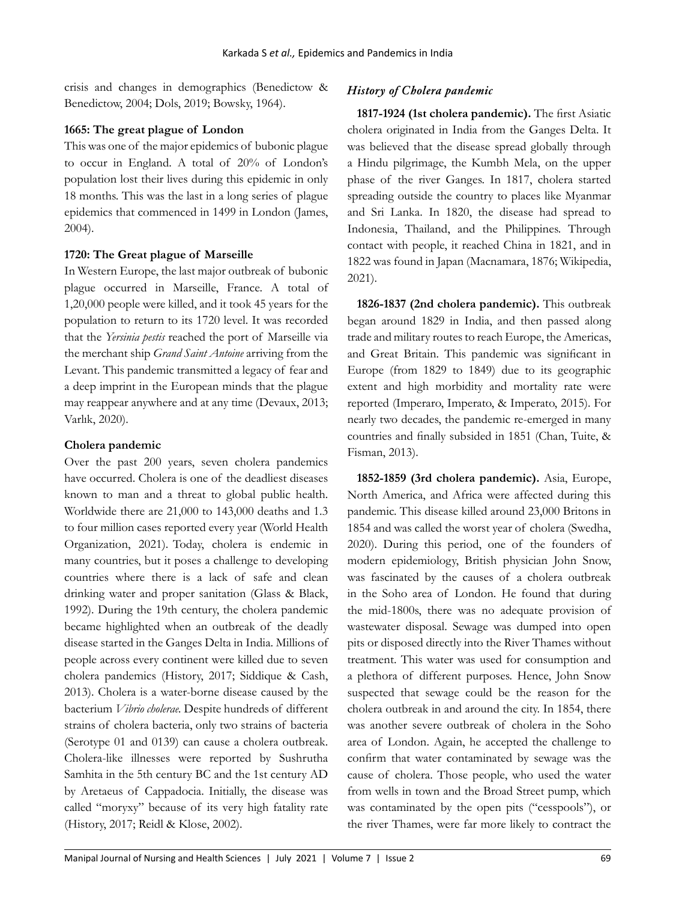crisis and changes in demographics (Benedictow & Benedictow, 2004; Dols, 2019; Bowsky, 1964).

**1665: The great plague of London**

This was one of the major epidemics of bubonic plague to occur in England. A total of 20% of London's population lost their lives during this epidemic in only 18 months. This was the last in a long series of plague epidemics that commenced in 1499 in London (James, 2004).

**1720: The Great plague of Marseille**

In Western Europe, the last major outbreak of bubonic plague occurred in Marseille, France. A total of 1,20,000 people were killed, and it took 45 years for the population to return to its 1720 level. It was recorded that the *Yersinia pestis* reached the port of Marseille via the merchant ship *Grand Saint Antoine* arriving from the Levant. This pandemic transmitted a legacy of fear and a deep imprint in the European minds that the plague may reappear anywhere and at any time (Devaux, 2013; Varlık, 2020).

**Cholera pandemic**

Over the past 200 years, seven cholera pandemics have occurred. Cholera is one of the deadliest diseases known to man and a threat to global public health. Worldwide there are 21,000 to 143,000 deaths and 1.3 to four million cases reported every year (World Health Organization, 2021). Today, cholera is endemic in many countries, but it poses a challenge to developing countries where there is a lack of safe and clean drinking water and proper sanitation (Glass & Black, 1992). During the 19th century, the cholera pandemic became highlighted when an outbreak of the deadly disease started in the Ganges Delta in India. Millions of people across every continent were killed due to seven cholera pandemics (History, 2017; Siddique & Cash, 2013). Cholera is a water-borne disease caused by the bacterium *Vibrio cholerae*. Despite hundreds of different strains of cholera bacteria, only two strains of bacteria (Serotype 01 and 0139) can cause a cholera outbreak. Cholera-like illnesses were reported by Sushrutha Samhita in the 5th century BC and the 1st century AD by Aretaeus of Cappadocia. Initially, the disease was called "moryxy" because of its very high fatality rate (History, 2017; Reidl & Klose, 2002).

### *History of Cholera pandemic*

**1817-1924 (1st cholera pandemic).** The first Asiatic cholera originated in India from the Ganges Delta. It was believed that the disease spread globally through a Hindu pilgrimage, the Kumbh Mela, on the upper phase of the river Ganges. In 1817, cholera started spreading outside the country to places like Myanmar and Sri Lanka. In 1820, the disease had spread to Indonesia, Thailand, and the Philippines. Through contact with people, it reached China in 1821, and in 1822 was found in Japan (Macnamara, 1876; Wikipedia, 2021).

**1826-1837 (2nd cholera pandemic).** This outbreak began around 1829 in India, and then passed along trade and military routes to reach Europe, the Americas, and Great Britain. This pandemic was significant in Europe (from 1829 to 1849) due to its geographic extent and high morbidity and mortality rate were reported (Imperaro, Imperato, & Imperato, 2015). For nearly two decades, the pandemic re-emerged in many countries and finally subsided in 1851 (Chan, Tuite, & Fisman, 2013).

**1852-1859 (3rd cholera pandemic).** Asia, Europe, North America, and Africa were affected during this pandemic. This disease killed around 23,000 Britons in 1854 and was called the worst year of cholera (Swedha, 2020). During this period, one of the founders of modern epidemiology, British physician John Snow, was fascinated by the causes of a cholera outbreak in the Soho area of London. He found that during the mid-1800s, there was no adequate provision of wastewater disposal. Sewage was dumped into open pits or disposed directly into the River Thames without treatment. This water was used for consumption and a plethora of different purposes. Hence, John Snow suspected that sewage could be the reason for the cholera outbreak in and around the city. In 1854, there was another severe outbreak of cholera in the Soho area of London. Again, he accepted the challenge to confirm that water contaminated by sewage was the cause of cholera. Those people, who used the water from wells in town and the Broad Street pump, which was contaminated by the open pits ("cesspools"), or the river Thames, were far more likely to contract the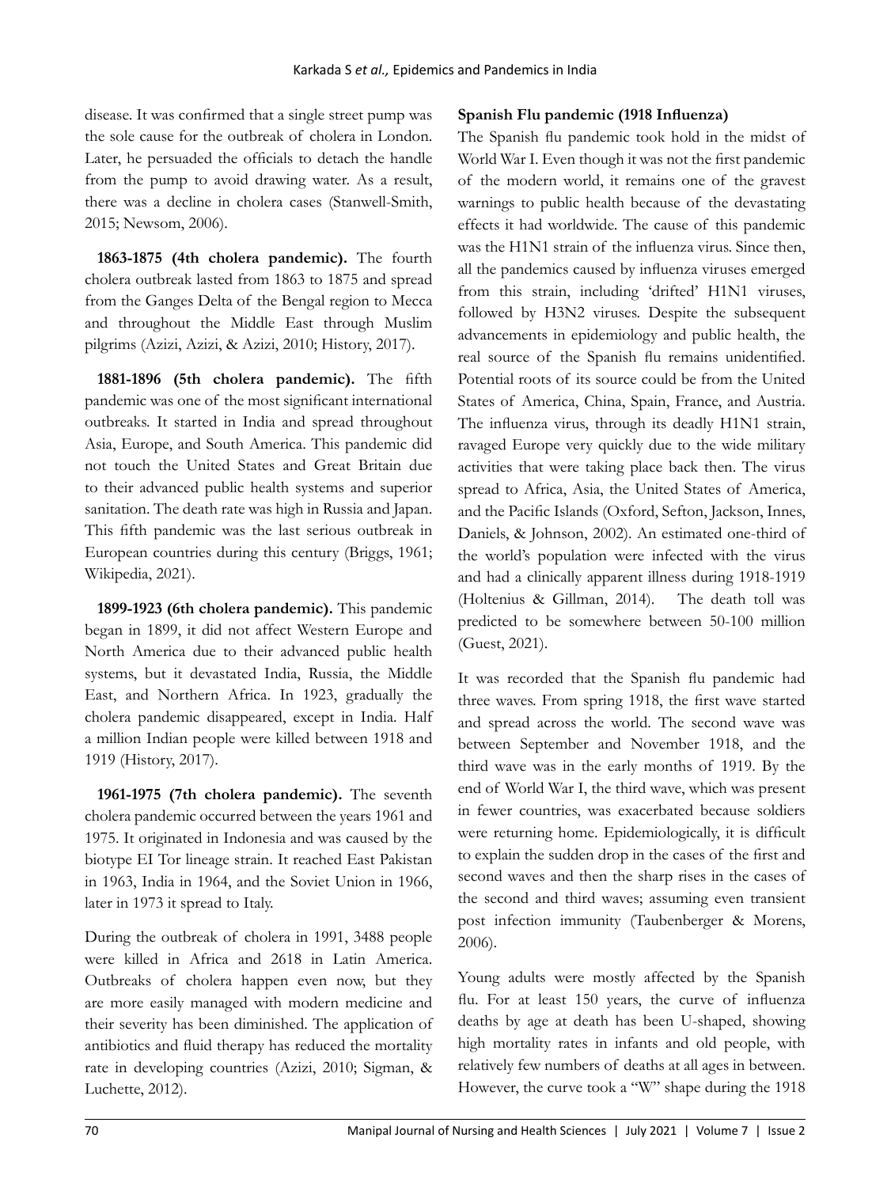disease. It was confirmed that a single street pump was the sole cause for the outbreak of cholera in London. Later, he persuaded the officials to detach the handle from the pump to avoid drawing water. As a result, there was a decline in cholera cases (Stanwell-Smith, 2015; Newsom, 2006).

**1863-1875 (4th cholera pandemic).** The fourth cholera outbreak lasted from 1863 to 1875 and spread from the Ganges Delta of the Bengal region to Mecca and throughout the Middle East through Muslim pilgrims (Azizi, Azizi, & Azizi, 2010; History, 2017).

**1881-1896 (5th cholera pandemic).** The fifth pandemic was one of the most significant international outbreaks. It started in India and spread throughout Asia, Europe, and South America. This pandemic did not touch the United States and Great Britain due to their advanced public health systems and superior sanitation. The death rate was high in Russia and Japan. This fifth pandemic was the last serious outbreak in European countries during this century (Briggs, 1961; Wikipedia, 2021).

**1899-1923 (6th cholera pandemic).** This pandemic began in 1899, it did not affect Western Europe and North America due to their advanced public health systems, but it devastated India, Russia, the Middle East, and Northern Africa. In 1923, gradually the cholera pandemic disappeared, except in India. Half a million Indian people were killed between 1918 and 1919 (History, 2017).

**1961-1975 (7th cholera pandemic).** The seventh cholera pandemic occurred between the years 1961 and 1975. It originated in Indonesia and was caused by the biotype EI Tor lineage strain. It reached East Pakistan in 1963, India in 1964, and the Soviet Union in 1966, later in 1973 it spread to Italy.

During the outbreak of cholera in 1991, 3488 people were killed in Africa and 2618 in Latin America. Outbreaks of cholera happen even now, but they are more easily managed with modern medicine and their severity has been diminished. The application of antibiotics and fluid therapy has reduced the mortality rate in developing countries (Azizi, 2010; Sigman, & Luchette, 2012).

**Spanish Flu pandemic (1918 Influenza)**

The Spanish flu pandemic took hold in the midst of World War I. Even though it was not the first pandemic of the modern world, it remains one of the gravest warnings to public health because of the devastating effects it had worldwide. The cause of this pandemic was the H1N1 strain of the influenza virus. Since then, all the pandemics caused by influenza viruses emerged from this strain, including 'drifted' H1N1 viruses, followed by H3N2 viruses. Despite the subsequent advancements in epidemiology and public health, the real source of the Spanish flu remains unidentified. Potential roots of its source could be from the United States of America, China, Spain, France, and Austria. The influenza virus, through its deadly H1N1 strain, ravaged Europe very quickly due to the wide military activities that were taking place back then. The virus spread to Africa, Asia, the United States of America, and the Pacific Islands (Oxford, Sefton, Jackson, Innes, Daniels, & Johnson, 2002). An estimated one-third of the world's population were infected with the virus and had a clinically apparent illness during 1918-1919 (Holtenius & Gillman, 2014). The death toll was predicted to be somewhere between 50-100 million (Guest, 2021).

It was recorded that the Spanish flu pandemic had three waves. From spring 1918, the first wave started and spread across the world. The second wave was between September and November 1918, and the third wave was in the early months of 1919. By the end of World War I, the third wave, which was present in fewer countries, was exacerbated because soldiers were returning home. Epidemiologically, it is difficult to explain the sudden drop in the cases of the first and second waves and then the sharp rises in the cases of the second and third waves; assuming even transient post infection immunity (Taubenberger & Morens, 2006).

Young adults were mostly affected by the Spanish flu. For at least 150 years, the curve of influenza deaths by age at death has been U-shaped, showing high mortality rates in infants and old people, with relatively few numbers of deaths at all ages in between. However, the curve took a "W" shape during the 1918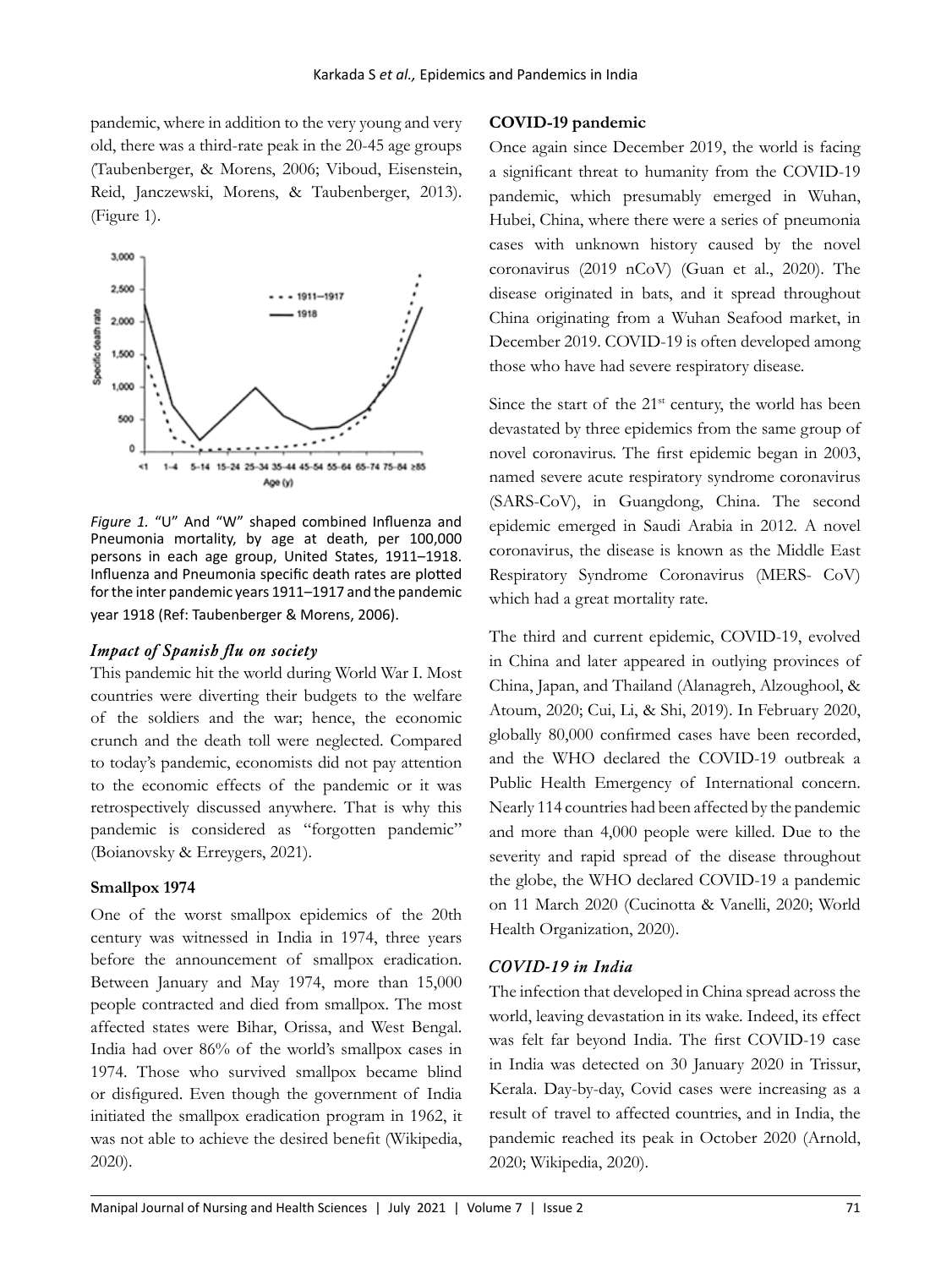pandemic, where in addition to the very young and very old, there was a third-rate peak in the 20-45 age groups (Taubenberger, & Morens, 2006; Viboud, Eisenstein, Reid, Janczewski, Morens, & Taubenberger, 2013). (Figure 1).

*Figure 1.* "U" And "W" shaped combined Influenza and Pneumonia mortality, by age at death, per 100,000 persons in each age group, United States, 1911–1918. Influenza and Pneumonia specific death rates are plotted for the inter pandemic years 1911–1917 and the pandemic year 1918 (Ref: Taubenberger & Morens, 2006).

### *Impact of Spanish flu on society*

This pandemic hit the world during World War I. Most countries were diverting their budgets to the welfare of the soldiers and the war; hence, the economic crunch and the death toll were neglected. Compared to today's pandemic, economists did not pay attention to the economic effects of the pandemic or it was retrospectively discussed anywhere. That is why this pandemic is considered as "forgotten pandemic" (Boianovsky & Erreygers, 2021).

## Smallpox 1974

One of the worst smallpox epidemics of the 20th century was witnessed in India in 1974, three years before the announcement of smallpox eradication. Between January and May 1974, more than 15,000 people contracted and died from smallpox. The most affected states were Bihar, Orissa, and West Bengal. India had over 86% of the world's smallpox cases in 1974. Those who survived smallpox became blind or disfigured. Even though the government of India initiated the smallpox eradication program in 1962, it was not able to achieve the desired benefit (Wikipedia, 2020).

## COVID-19 pandemic

Once again since December 2019, the world is facing a significant threat to humanity from the COVID-19 pandemic, which presumably emerged in Wuhan, Hubei, China, where there were a series of pneumonia cases with unknown history caused by the novel coronavirus (2019 nCoV) (Guan et al., 2020). The disease originated in bats, and it spread throughout China originating from a Wuhan Seafood market, in December 2019. COVID-19 is often developed among those who have had severe respiratory disease.

Since the start of the 21st century, the world has been devastated by three epidemics from the same group of novel coronavirus. The first epidemic began in 2003, named severe acute respiratory syndrome coronavirus (SARS-CoV), in Guangdong, China. The second epidemic emerged in Saudi Arabia in 2012. A novel coronavirus, the disease is known as the Middle East Respiratory Syndrome Coronavirus (MERS- CoV) which had a great mortality rate.

The third and current epidemic, COVID-19, evolved in China and later appeared in outlying provinces of China, Japan, and Thailand (Alanagreh, Alzoughool, & Atoum, 2020; Cui, Li, & Shi, 2019). In February 2020, globally 80,000 confirmed cases have been recorded, and the WHO declared the COVID-19 outbreak a Public Health Emergency of International concern. Nearly 114 countries had been affected by the pandemic and more than 4,000 people were killed. Due to the severity and rapid spread of the disease throughout the globe, the WHO declared COVID-19 a pandemic on 11 March 2020 (Cucinotta & Vanelli, 2020; World Health Organization, 2020).

### *COVID-19 in India*

The infection that developed in China spread across the world, leaving devastation in its wake. Indeed, its effect was felt far beyond India. The first COVID-19 case in India was detected on 30 January 2020 in Trissur, Kerala. Day-by-day, Covid cases were increasing as a result of travel to affected countries, and in India, the pandemic reached its peak in October 2020 (Arnold, 2020; Wikipedia, 2020).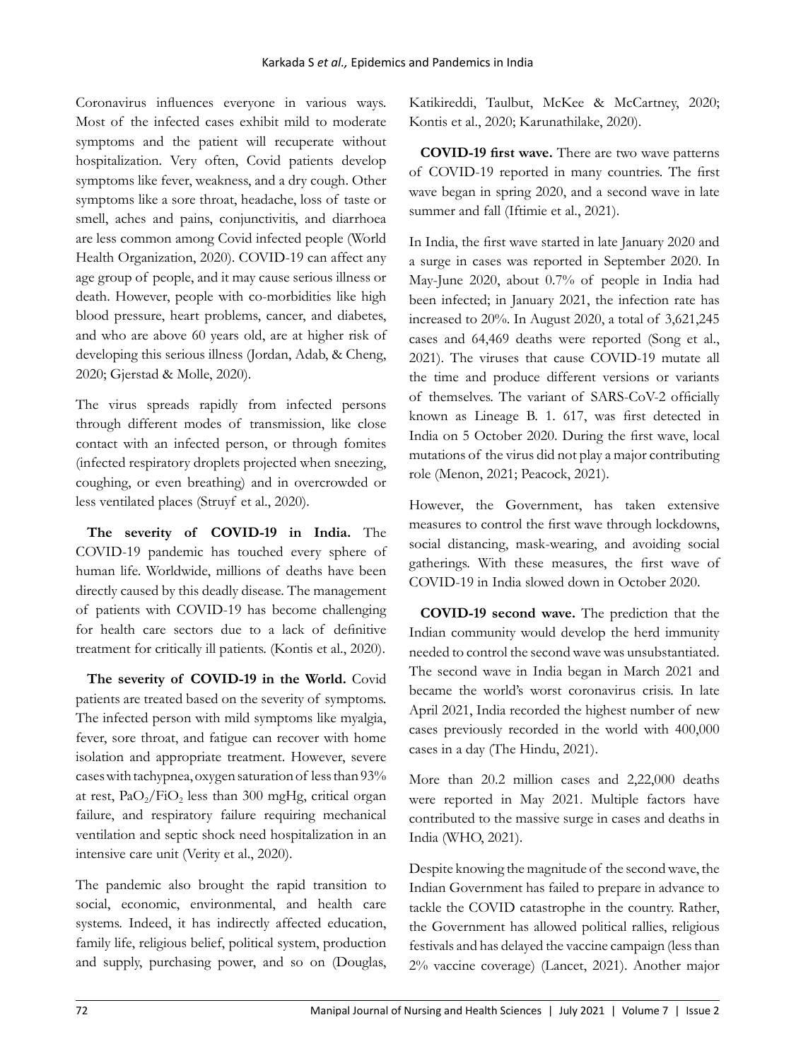Coronavirus influences everyone in various ways. Most of the infected cases exhibit mild to moderate symptoms and the patient will recuperate without hospitalization. Very often, Covid patients develop symptoms like fever, weakness, and a dry cough. Other symptoms like a sore throat, headache, loss of taste or smell, aches and pains, conjunctivitis, and diarrhoea are less common among Covid infected people (World Health Organization, 2020). COVID-19 can affect any age group of people, and it may cause serious illness or death. However, people with co-morbidities like high blood pressure, heart problems, cancer, and diabetes, and who are above 60 years old, are at higher risk of developing this serious illness (Jordan, Adab, & Cheng, 2020; Gjerstad & Molle, 2020).

The virus spreads rapidly from infected persons through different modes of transmission, like close contact with an infected person, or through fomites (infected respiratory droplets projected when sneezing, coughing, or even breathing) and in overcrowded or less ventilated places (Struyf et al., 2020).

**The severity of COVID-19 in India.** The COVID-19 pandemic has touched every sphere of human life. Worldwide, millions of deaths have been directly caused by this deadly disease. The management of patients with COVID-19 has become challenging for health care sectors due to a lack of definitive treatment for critically ill patients. (Kontis et al., 2020).

**The severity of COVID-19 in the World.** Covid patients are treated based on the severity of symptoms. The infected person with mild symptoms like myalgia, fever, sore throat, and fatigue can recover with home isolation and appropriate treatment. However, severe cases with tachypnea, oxygen saturation of less than 93% at rest, $PaO_2/FiO_2$ less than 300 mgHg, critical organ failure, and respiratory failure requiring mechanical ventilation and septic shock need hospitalization in an intensive care unit (Verity et al., 2020).

The pandemic also brought the rapid transition to social, economic, environmental, and health care systems. Indeed, it has indirectly affected education, family life, religious belief, political system, production and supply, purchasing power, and so on (Douglas, Katikireddi, Taulbut, McKee & McCartney, 2020; Kontis et al., 2020; Karunathilake, 2020).

**COVID-19 first wave.** There are two wave patterns of COVID-19 reported in many countries. The first wave began in spring 2020, and a second wave in late summer and fall (Iftimie et al., 2021).

In India, the first wave started in late January 2020 and a surge in cases was reported in September 2020. In May-June 2020, about 0.7% of people in India had been infected; in January 2021, the infection rate has increased to 20%. In August 2020, a total of 3,621,245 cases and 64,469 deaths were reported (Song et al., 2021). The viruses that cause COVID-19 mutate all the time and produce different versions or variants of themselves. The variant of SARS-CoV-2 officially known as Lineage B. 1. 617, was first detected in India on 5 October 2020. During the first wave, local mutations of the virus did not play a major contributing role (Menon, 2021; Peacock, 2021).

However, the Government, has taken extensive measures to control the first wave through lockdowns, social distancing, mask-wearing, and avoiding social gatherings. With these measures, the first wave of COVID-19 in India slowed down in October 2020.

**COVID-19 second wave.** The prediction that the Indian community would develop the herd immunity needed to control the second wave was unsubstantiated. The second wave in India began in March 2021 and became the world's worst coronavirus crisis. In late April 2021, India recorded the highest number of new cases previously recorded in the world with 400,000 cases in a day (The Hindu, 2021).

More than 20.2 million cases and 2,22,000 deaths were reported in May 2021. Multiple factors have contributed to the massive surge in cases and deaths in India (WHO, 2021).

Despite knowing the magnitude of the second wave, the Indian Government has failed to prepare in advance to tackle the COVID catastrophe in the country. Rather, the Government has allowed political rallies, religious festivals and has delayed the vaccine campaign (less than 2% vaccine coverage) (Lancet, 2021). Another major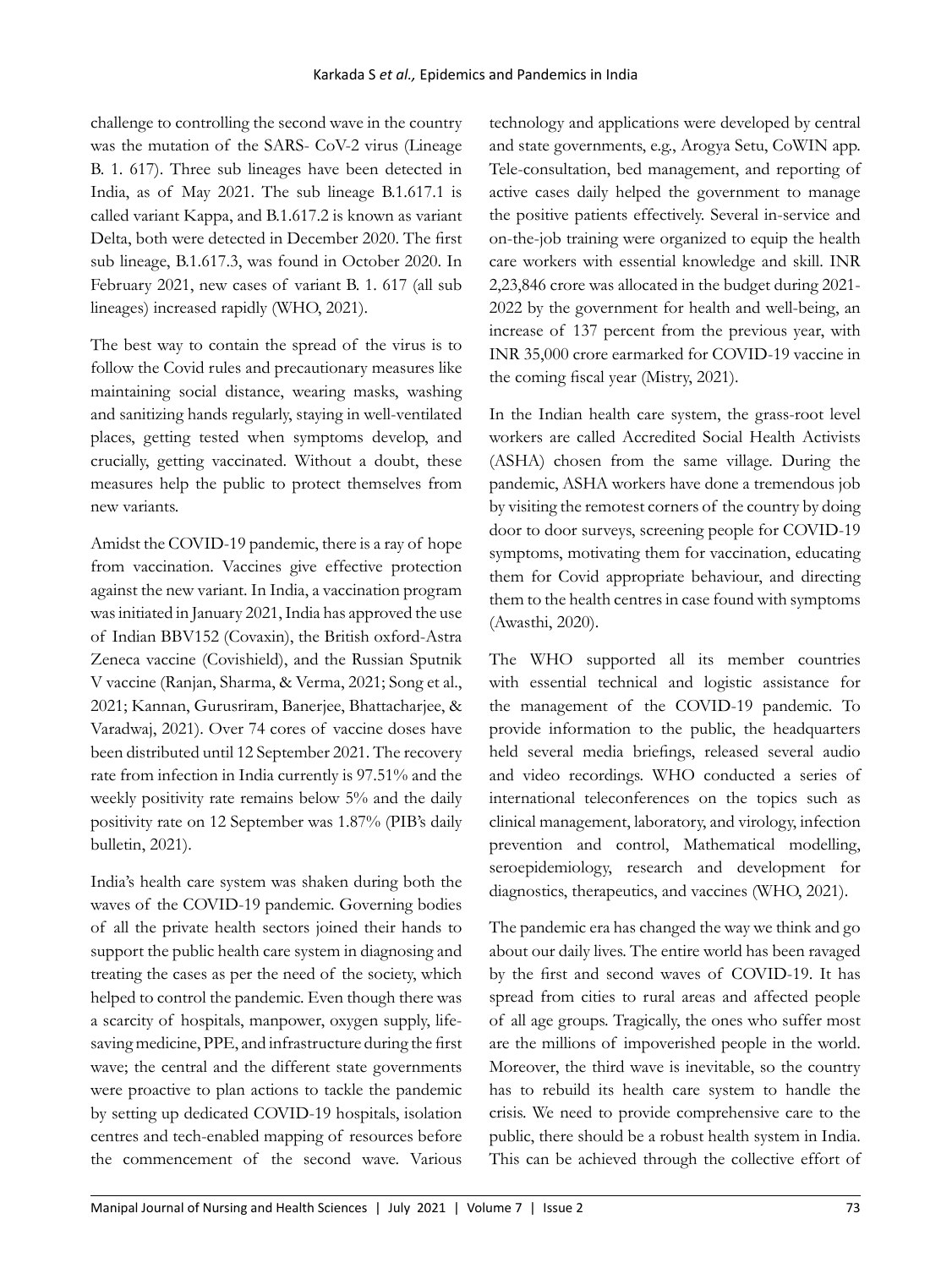challenge to controlling the second wave in the country was the mutation of the SARS- CoV-2 virus (Lineage B. 1. 617). Three sub lineages have been detected in India, as of May 2021. The sub lineage B.1.617.1 is called variant Kappa, and B.1.617.2 is known as variant Delta, both were detected in December 2020. The first sub lineage, B.1.617.3, was found in October 2020. In February 2021, new cases of variant B. 1. 617 (all sub lineages) increased rapidly (WHO, 2021).

The best way to contain the spread of the virus is to follow the Covid rules and precautionary measures like maintaining social distance, wearing masks, washing and sanitizing hands regularly, staying in well-ventilated places, getting tested when symptoms develop, and crucially, getting vaccinated. Without a doubt, these measures help the public to protect themselves from new variants.

Amidst the COVID-19 pandemic, there is a ray of hope from vaccination. Vaccines give effective protection against the new variant. In India, a vaccination program was initiated in January 2021, India has approved the use of Indian BBV152 (Covaxin), the British oxford-Astra Zeneca vaccine (Covishield), and the Russian Sputnik V vaccine (Ranjan, Sharma, & Verma, 2021; Song et al., 2021; Kannan, Gurusriram, Banerjee, Bhattacharjee, & Varadwaj, 2021). Over 74 cores of vaccine doses have been distributed until 12 September 2021. The recovery rate from infection in India currently is 97.51% and the weekly positivity rate remains below 5% and the daily positivity rate on 12 September was 1.87% (PIB's daily bulletin, 2021).

India's health care system was shaken during both the waves of the COVID-19 pandemic. Governing bodies of all the private health sectors joined their hands to support the public health care system in diagnosing and treating the cases as per the need of the society, which helped to control the pandemic. Even though there was a scarcity of hospitals, manpower, oxygen supply, life-saving medicine, PPE, and infrastructure during the first wave; the central and the different state governments were proactive to plan actions to tackle the pandemic by setting up dedicated COVID-19 hospitals, isolation centres and tech-enabled mapping of resources before the commencement of the second wave. Various technology and applications were developed by central and state governments, e.g., Arogya Setu, CoWIN app. Tele-consultation, bed management, and reporting of active cases daily helped the government to manage the positive patients effectively. Several in-service and on-the-job training were organized to equip the health care workers with essential knowledge and skill. INR 2,23,846 crore was allocated in the budget during 2021-2022 by the government for health and well-being, an increase of 137 percent from the previous year, with INR 35,000 crore earmarked for COVID-19 vaccine in the coming fiscal year (Mistry, 2021).

In the Indian health care system, the grass-root level workers are called Accredited Social Health Activists (ASHA) chosen from the same village. During the pandemic, ASHA workers have done a tremendous job by visiting the remotest corners of the country by doing door to door surveys, screening people for COVID-19 symptoms, motivating them for vaccination, educating them for Covid appropriate behaviour, and directing them to the health centres in case found with symptoms (Awasthi, 2020).

The WHO supported all its member countries with essential technical and logistic assistance for the management of the COVID-19 pandemic. To provide information to the public, the headquarters held several media briefings, released several audio and video recordings. WHO conducted a series of international teleconferences on the topics such as clinical management, laboratory, and virology, infection prevention and control, Mathematical modelling, seroepidemiology, research and development for diagnostics, therapeutics, and vaccines (WHO, 2021).

The pandemic era has changed the way we think and go about our daily lives. The entire world has been ravaged by the first and second waves of COVID-19. It has spread from cities to rural areas and affected people of all age groups. Tragically, the ones who suffer most are the millions of impoverished people in the world. Moreover, the third wave is inevitable, so the country has to rebuild its health care system to handle the crisis. We need to provide comprehensive care to the public, there should be a robust health system in India. This can be achieved through the collective effort of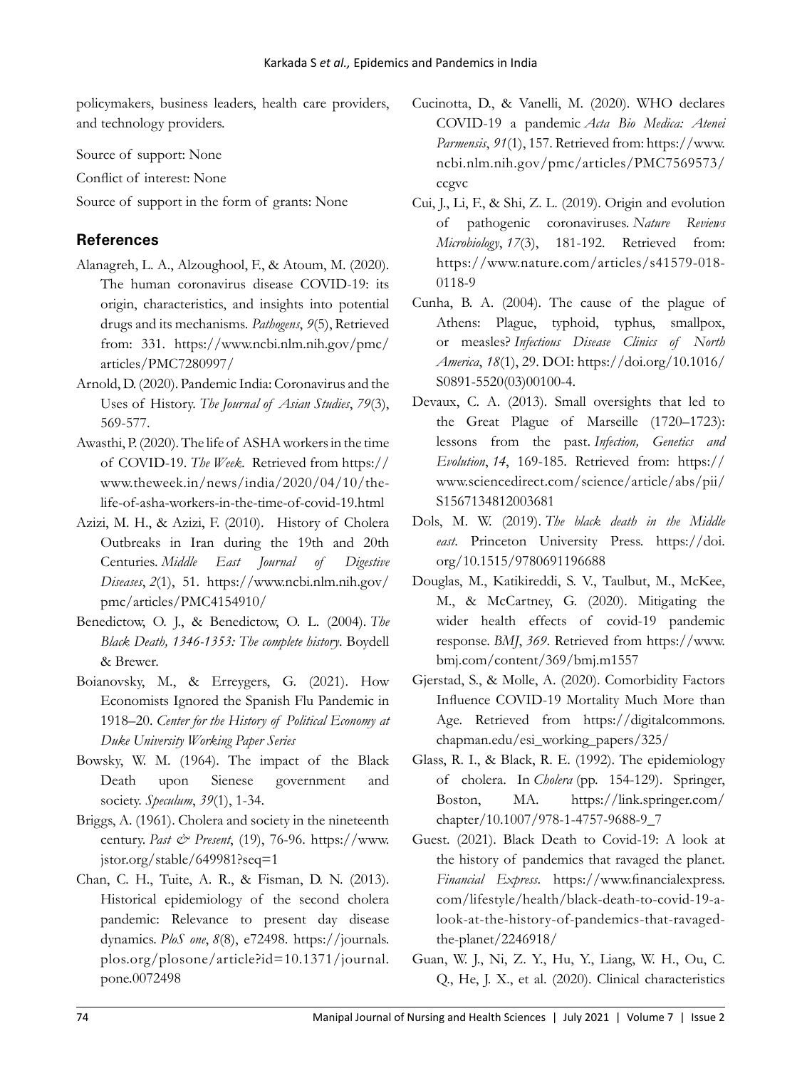policymakers, business leaders, health care providers, and technology providers.

Source of support: None

Conflict of interest: None

Source of support in the form of grants: None

## References

Alanagreh, L. A., Alzoughool, F., & Atoum, M. (2020). The human coronavirus disease COVID-19: its origin, characteristics, and insights into potential drugs and its mechanisms. *Pathogens*, *9*(5), Retrieved from: 331. https://www.ncbi.nlm.nih.gov/pmc/articles/PMC7280997/

Arnold, D. (2020). Pandemic India: Coronavirus and the Uses of History. *The Journal of Asian Studies*, *79*(3), 569-577.

Awasthi, P. (2020). The life of ASHA workers in the time of COVID-19. *The Week*. Retrieved from https://www.theweek.in/news/india/2020/04/10/the-life-of-asha-workers-in-the-time-of-covid-19.html

Azizi, M. H., & Azizi, F. (2010). History of Cholera Outbreaks in Iran during the 19th and 20th Centuries. *Middle East Journal of Digestive Diseases*, *2*(1), 51. https://www.ncbi.nlm.nih.gov/pmc/articles/PMC4154910/

Benedictow, O. J., & Benedictow, O. L. (2004). *The Black Death, 1346-1353: The complete history*. Boydell & Brewer.

Boianovsky, M., & Erreygers, G. (2021). How Economists Ignored the Spanish Flu Pandemic in 1918–20. *Center for the History of Political Economy at Duke University Working Paper Series*

Bowsky, W. M. (1964). The impact of the Black Death upon Sienese government and society. *Speculum*, *39*(1), 1-34.

Briggs, A. (1961). Cholera and society in the nineteenth century. *Past & Present*, (19), 76-96. https://www.jstor.org/stable/649981?seq=1

Chan, C. H., Tuite, A. R., & Fisman, D. N. (2013). Historical epidemiology of the second cholera pandemic: Relevance to present day disease dynamics. *PloS one*, *8*(8), e72498. https://journals.plos.org/plosone/article?id=10.1371/journal.pone.0072498

Cucinotta, D., & Vanelli, M. (2020). WHO declares COVID-19 a pandemic *Acta Bio Medica: Atenei Parmensis*, *91*(1), 157. Retrieved from: https://www.ncbi.nlm.nih.gov/pmc/articles/PMC7569573/ccgvc

Cui, J., Li, F., & Shi, Z. L. (2019). Origin and evolution of pathogenic coronaviruses. *Nature Reviews Microbiology*, *17*(3), 181-192. Retrieved from: https://www.nature.com/articles/s41579-018-0118-9

Cunha, B. A. (2004). The cause of the plague of Athens: Plague, typhoid, typhus, smallpox, or measles? *Infectious Disease Clinics of North America*, *18*(1), 29. DOI: https://doi.org/10.1016/S0891-5520(03)00100-4.

Devaux, C. A. (2013). Small oversights that led to the Great Plague of Marseille (1720–1723): lessons from the past. *Infection, Genetics and Evolution*, *14*, 169-185. Retrieved from: https://www.sciencedirect.com/science/article/abs/pii/S1567134812003681

Dols, M. W. (2019). *The black death in the Middle east*. Princeton University Press. https://doi.org/10.1515/9780691196688

Douglas, M., Katikireddi, S. V., Taulbut, M., McKee, M., & McCartney, G. (2020). Mitigating the wider health effects of covid-19 pandemic response. *BMJ*, *369*. Retrieved from https://www.bmj.com/content/369/bmj.m1557

Gjerstad, S., & Molle, A. (2020). Comorbidity Factors Influence COVID-19 Mortality Much More than Age. Retrieved from https://digitalcommons.chapman.edu/esi_working_papers/325/

Glass, R. I., & Black, R. E. (1992). The epidemiology of cholera. In *Cholera* (pp. 154-129). Springer, Boston, MA. https://link.springer.com/chapter/10.1007/978-1-4757-9688-9_7

Guest. (2021). Black Death to Covid-19: A look at the history of pandemics that ravaged the planet. *Financial Express*. https://www.financialexpress.com/lifestyle/health/black-death-to-covid-19-a-look-at-the-history-of-pandemics-that-ravaged-the-planet/2246918/

Guan, W. J., Ni, Z. Y., Hu, Y., Liang, W. H., Ou, C. Q., He, J. X., et al. (2020). Clinical characteristics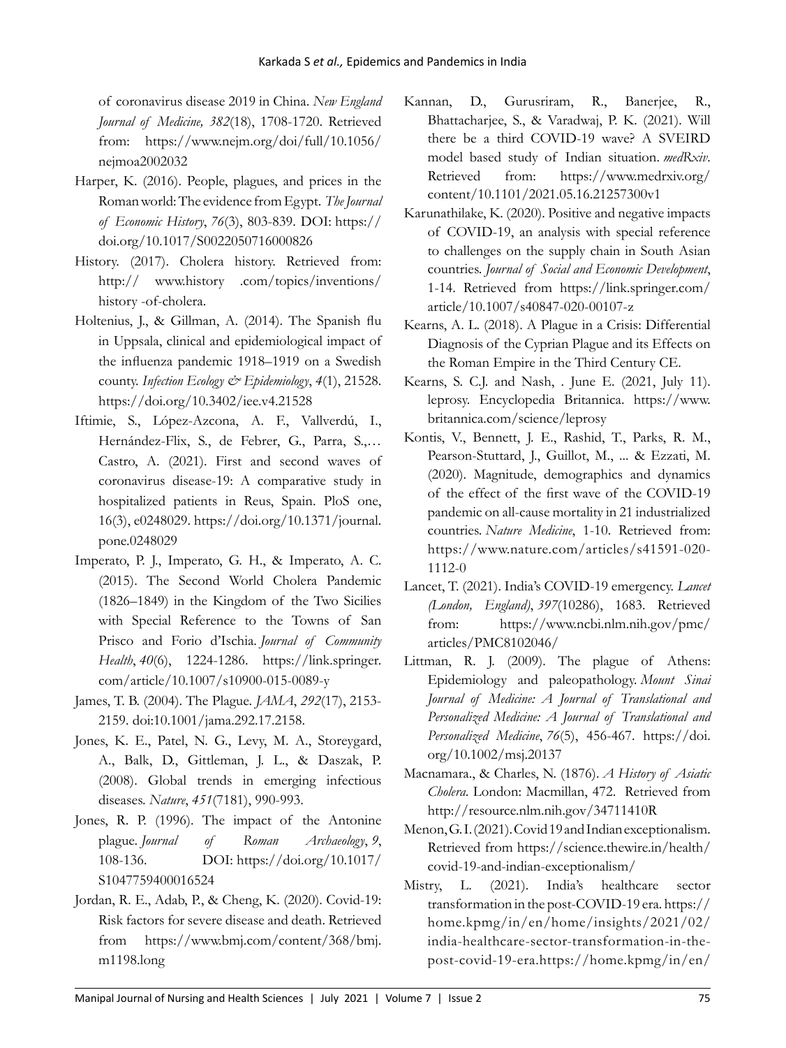of coronavirus disease 2019 in China. *New England Journal of Medicine, 382*(18), 1708-1720. Retrieved from: https://www.nejm.org/doi/full/10.1056/nejmoa2002032

Harper, K. (2016). People, plagues, and prices in the Roman world: The evidence from Egypt. *The Journal of Economic History*, *76*(3), 803-839. DOI: https://doi.org/10.1017/S0022050716000826

History. (2017). Cholera history. Retrieved from: http:// www.history .com/topics/inventions/ history -of-cholera.

Holtenius, J., & Gillman, A. (2014). The Spanish flu in Uppsala, clinical and epidemiological impact of the influenza pandemic 1918–1919 on a Swedish county. *Infection Ecology & Epidemiology*, *4*(1), 21528. https://doi.org/10.3402/iee.v4.21528

Iftimie, S., López-Azcona, A. F., Vallverdú, I., Hernández-Flix, S., de Febrer, G., Parra, S.,… Castro, A. (2021). First and second waves of coronavirus disease-19: A comparative study in hospitalized patients in Reus, Spain. PloS one, 16(3), e0248029. https://doi.org/10.1371/journal.pone.0248029

Imperato, P. J., Imperato, G. H., & Imperato, A. C. (2015). The Second World Cholera Pandemic (1826–1849) in the Kingdom of the Two Sicilies with Special Reference to the Towns of San Prisco and Forio d'Ischia. *Journal of Community Health*, *40*(6), 1224-1286. https://link.springer.com/article/10.1007/s10900-015-0089-y

James, T. B. (2004). The Plague. *JAMA*, *292*(17), 2153-2159. doi:10.1001/jama.292.17.2158.

Jones, K. E., Patel, N. G., Levy, M. A., Storeygard, A., Balk, D., Gittleman, J. L., & Daszak, P. (2008). Global trends in emerging infectious diseases. *Nature*, *451*(7181), 990-993.

Jones, R. P. (1996). The impact of the Antonine plague. *Journal of Roman Archaeology*, *9*, 108-136. DOI: https://doi.org/10.1017/S1047759400016524

Jordan, R. E., Adab, P., & Cheng, K. (2020). Covid-19: Risk factors for severe disease and death. Retrieved from https://www.bmj.com/content/368/bmj.m1198.long

Kannan, D., Gurusriram, R., Banerjee, R., Bhattacharjee, S., & Varadwaj, P. K. (2021). Will there be a third COVID-19 wave? A SVEIRD model based study of Indian situation. *medRxiv*. Retrieved from: https://www.medrxiv.org/content/10.1101/2021.05.16.21257300v1

Karunathilake, K. (2020). Positive and negative impacts of COVID-19, an analysis with special reference to challenges on the supply chain in South Asian countries. *Journal of Social and Economic Development*, 1-14. Retrieved from https://link.springer.com/article/10.1007/s40847-020-00107-z

Kearns, A. L. (2018). A Plague in a Crisis: Differential Diagnosis of the Cyprian Plague and its Effects on the Roman Empire in the Third Century CE.

Kearns, S. C.J. and Nash, . June E. (2021, July 11). leprosy. Encyclopedia Britannica. https://www.britannica.com/science/leprosy

Kontis, V., Bennett, J. E., Rashid, T., Parks, R. M., Pearson-Stuttard, J., Guillot, M., ... & Ezzati, M. (2020). Magnitude, demographics and dynamics of the effect of the first wave of the COVID-19 pandemic on all-cause mortality in 21 industrialized countries. *Nature Medicine*, 1-10. Retrieved from: https://www.nature.com/articles/s41591-020-1112-0

Lancet, T. (2021). India's COVID-19 emergency. *Lancet (London, England)*, *397*(10286), 1683. Retrieved from: https://www.ncbi.nlm.nih.gov/pmc/articles/PMC8102046/

Littman, R. J. (2009). The plague of Athens: Epidemiology and paleopathology. *Mount Sinai Journal of Medicine: A Journal of Translational and Personalized Medicine: A Journal of Translational and Personalized Medicine*, *76*(5), 456-467. https://doi.org/10.1002/msj.20137

Macnamara., & Charles, N. (1876). *A History of Asiatic Cholera.* London: Macmillan, 472. Retrieved from http://resource.nlm.nih.gov/34711410R

Menon, G. I. (2021). Covid 19 and Indian exceptionalism. Retrieved from https://science.thewire.in/health/covid-19-and-indian-exceptionalism/

Mistry, L. (2021). India's healthcare sector transformation in the post-COVID-19 era. https://home.kpmg/in/en/home/insights/2021/02/india-healthcare-sector-transformation-in-the-post-covid-19-era.https://home.kpmg/in/en/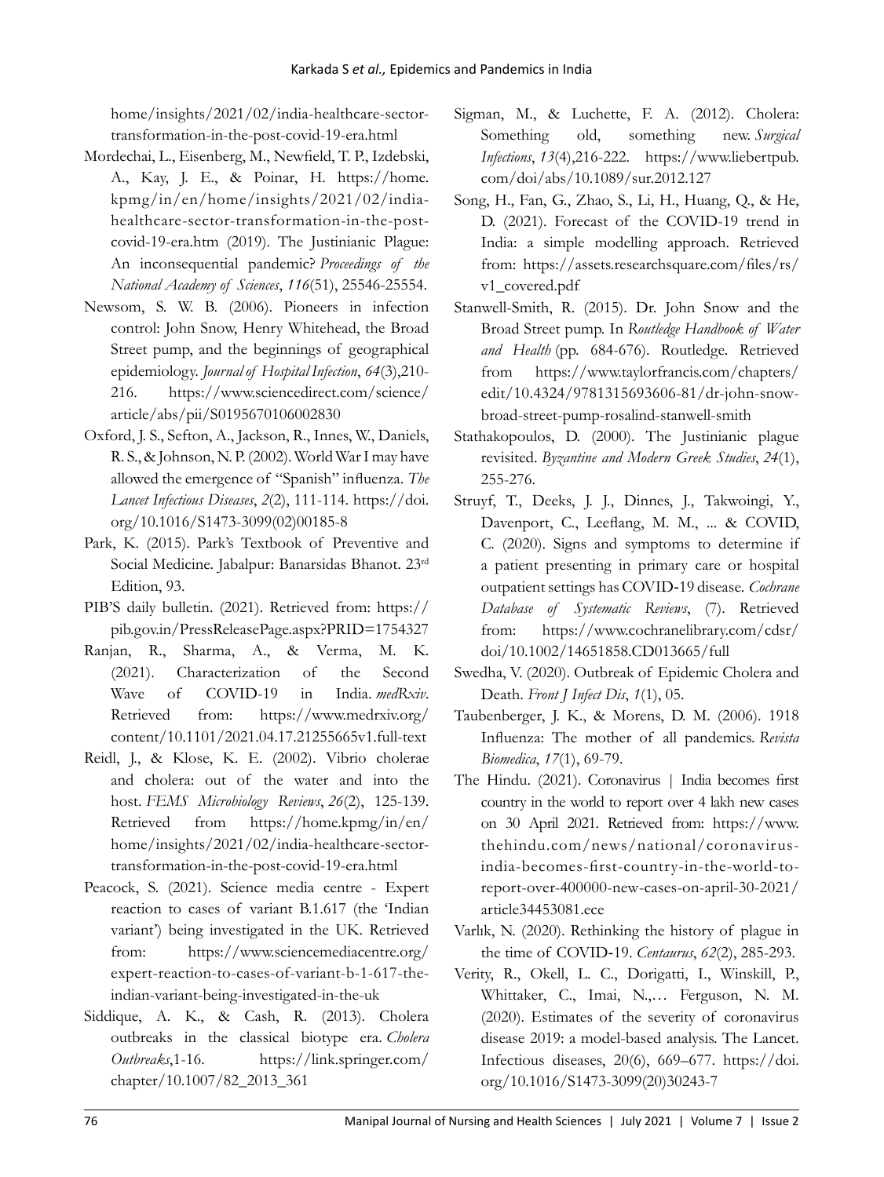home/insights/2021/02/india-healthcare-sector-transformation-in-the-post-covid-19-era.html

Mordechai, L., Eisenberg, M., Newfield, T. P., Izdebski, A., Kay, J. E., & Poinar, H. https://home.kpmg/in/en/home/insights/2021/02/india-healthcare-sector-transformation-in-the-post-covid-19-era.htm (2019). The Justinianic Plague: An inconsequential pandemic? *Proceedings of the National Academy of Sciences*, *116*(51), 25546-25554.

Newsom, S. W. B. (2006). Pioneers in infection control: John Snow, Henry Whitehead, the Broad Street pump, and the beginnings of geographical epidemiology. *Journal of Hospital Infection*, *64*(3),210-216. https://www.sciencedirect.com/science/article/abs/pii/S0195670106002830

Oxford, J. S., Sefton, A., Jackson, R., Innes, W., Daniels, R. S., & Johnson, N. P. (2002). World War I may have allowed the emergence of "Spanish" influenza. *The Lancet Infectious Diseases*, *2*(2), 111-114. https://doi.org/10.1016/S1473-3099(02)00185-8

Park, K. (2015). Park's Textbook of Preventive and Social Medicine. Jabalpur: Banarsidas Bhanot. 23rd Edition, 93.

PIB'S daily bulletin. (2021). Retrieved from: https://pib.gov.in/PressReleasePage.aspx?PRID=1754327

Ranjan, R., Sharma, A., & Verma, M. K. (2021). Characterization of the Second Wave of COVID-19 in India. *medRxiv*. Retrieved from: https://www.medrxiv.org/content/10.1101/2021.04.17.21255665v1.full-text

Reidl, J., & Klose, K. E. (2002). Vibrio cholerae and cholera: out of the water and into the host. *FEMS Microbiology Reviews*, *26*(2), 125-139. Retrieved from https://home.kpmg/in/en/home/insights/2021/02/india-healthcare-sector-transformation-in-the-post-covid-19-era.html

Peacock, S. (2021). Science media centre - Expert reaction to cases of variant B.1.617 (the 'Indian variant') being investigated in the UK. Retrieved from: https://www.sciencemediacentre.org/expert-reaction-to-cases-of-variant-b-1-617-the-indian-variant-being-investigated-in-the-uk

Siddique, A. K., & Cash, R. (2013). Cholera outbreaks in the classical biotype era. *Cholera Outbreaks*,1-16. https://link.springer.com/chapter/10.1007/82_2013_361

Sigman, M., & Luchette, F. A. (2012). Cholera: Something old, something new. *Surgical Infections*, *13*(4),216-222. https://www.liebertpub.com/doi/abs/10.1089/sur.2012.127

Song, H., Fan, G., Zhao, S., Li, H., Huang, Q., & He, D. (2021). Forecast of the COVID-19 trend in India: a simple modelling approach. Retrieved from: https://assets.researchsquare.com/files/rs/v1_covered.pdf

Stanwell-Smith, R. (2015). Dr. John Snow and the Broad Street pump. In *Routledge Handbook of Water and Health* (pp. 684-676). Routledge. Retrieved from https://www.taylorfrancis.com/chapters/edit/10.4324/9781315693606-81/dr-john-snow-broad-street-pump-rosalind-stanwell-smith

Stathakopoulos, D. (2000). The Justinianic plague revisited. *Byzantine and Modern Greek Studies*, *24*(1), 255-276.

Struyf, T., Deeks, J. J., Dinnes, J., Takwoingi, Y., Davenport, C., Leeflang, M. M., ... & COVID, C. (2020). Signs and symptoms to determine if a patient presenting in primary care or hospital outpatient settings has COVID-19 disease. *Cochrane Database of Systematic Reviews*, (7). Retrieved from: https://www.cochranelibrary.com/cdsr/doi/10.1002/14651858.CD013665/full

Swedha, V. (2020). Outbreak of Epidemic Cholera and Death. *Front J Infect Dis*, *1*(1), 05.

Taubenberger, J. K., & Morens, D. M. (2006). 1918 Influenza: The mother of all pandemics. *Revista Biomedica*, *17*(1), 69-79.

The Hindu. (2021). Coronavirus | India becomes first country in the world to report over 4 lakh new cases on 30 April 2021. Retrieved from: https://www.thehindu.com/news/national/coronavirus-india-becomes-first-country-in-the-world-to-report-over-400000-new-cases-on-april-30-2021/article34453081.ece

Varlık, N. (2020). Rethinking the history of plague in the time of COVID-19. *Centaurus*, *62*(2), 285-293.

Verity, R., Okell, L. C., Dorigatti, I., Winskill, P., Whittaker, C., Imai, N.,… Ferguson, N. M. (2020). Estimates of the severity of coronavirus disease 2019: a model-based analysis. The Lancet. Infectious diseases, 20(6), 669–677. https://doi.org/10.1016/S1473-3099(20)30243-7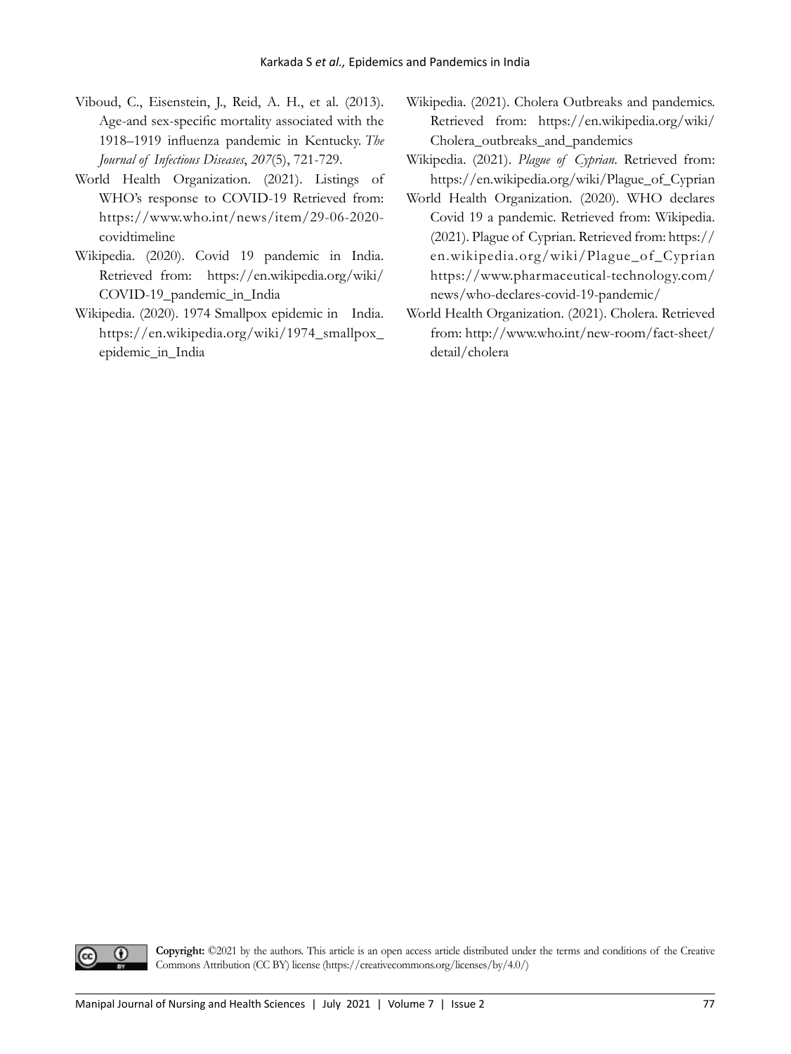Viboud, C., Eisenstein, J., Reid, A. H., et al. (2013). Age-and sex-specific mortality associated with the 1918–1919 influenza pandemic in Kentucky. *The Journal of Infectious Diseases*, *207*(5), 721-729.

World Health Organization. (2021). Listings of WHO's response to COVID-19 Retrieved from: https://www.who.int/news/item/29-06-2020-covidtimeline

Wikipedia. (2020). Covid 19 pandemic in India. Retrieved from: https://en.wikipedia.org/wiki/COVID-19_pandemic_in_India

Wikipedia. (2020). 1974 Smallpox epidemic in India. https://en.wikipedia.org/wiki/1974_smallpox_epidemic_in_India

Wikipedia. (2021). Cholera Outbreaks and pandemics. Retrieved from: https://en.wikipedia.org/wiki/Cholera_outbreaks_and_pandemics

Wikipedia. (2021). *Plague of Cyprian*. Retrieved from: https://en.wikipedia.org/wiki/Plague_of_Cyprian

World Health Organization. (2020). WHO declares Covid 19 a pandemic. Retrieved from: Wikipedia. (2021). Plague of Cyprian. Retrieved from: https://en.wikipedia.org/wiki/Plague_of_Cyprian https://www.pharmaceutical-technology.com/news/who-declares-covid-19-pandemic/

World Health Organization. (2021). Cholera. Retrieved from: http://www.who.int/new-room/fact-sheet/detail/cholera

**Copyright:** ©2021 by the authors. This article is an open access article distributed under the terms and conditions of the Creative Commons Attribution (CC BY) license (https://creativecommons.org/licenses/by/4.0/)